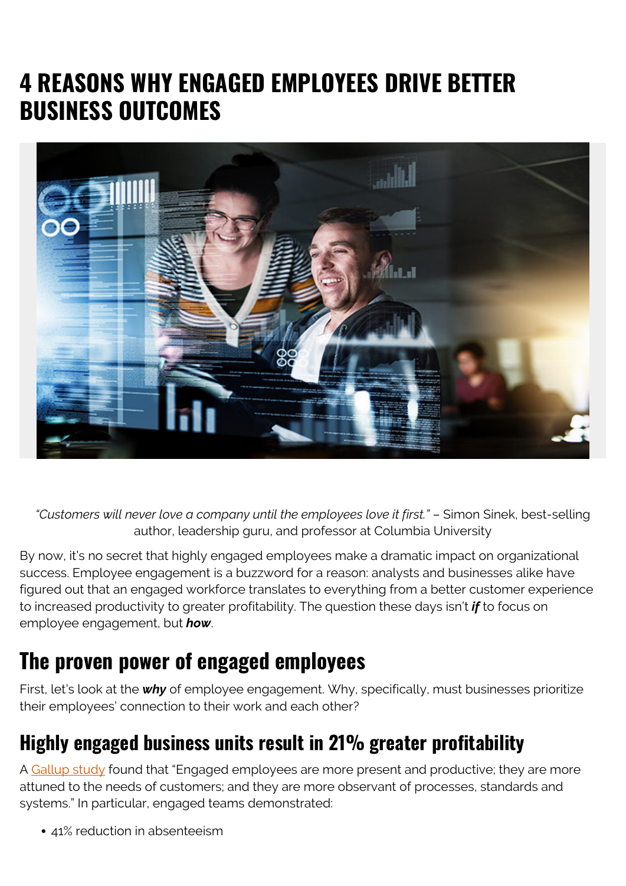# 4 REASONS WHY ENGAGED EMPLOYEES DRIVE BETTER BUSINESS OUTCOMES

*"Customers will never love a company until the employees love it first."* – Simon Sinek, best-selling author, leadership guru, and professor at Columbia University

By now, it's no secret that highly engaged employees make a dramatic impact on organizational success. Employee engagement is a buzzword for a reason: analysts and businesses alike have figured out that an engaged workforce translates to everything from a better customer experience to increased productivity to greater profitability. The question these days isn't ***if*** to focus on employee engagement, but ***how***.

## The proven power of engaged employees

First, let's look at the ***why*** of employee engagement. Why, specifically, must businesses prioritize their employees' connection to their work and each other?

### Highly engaged business units result in 21% greater profitability

A Gallup study found that "Engaged employees are more present and productive; they are more attuned to the needs of customers; and they are more observant of processes, standards and systems." In particular, engaged teams demonstrated:

- 41% reduction in absenteeism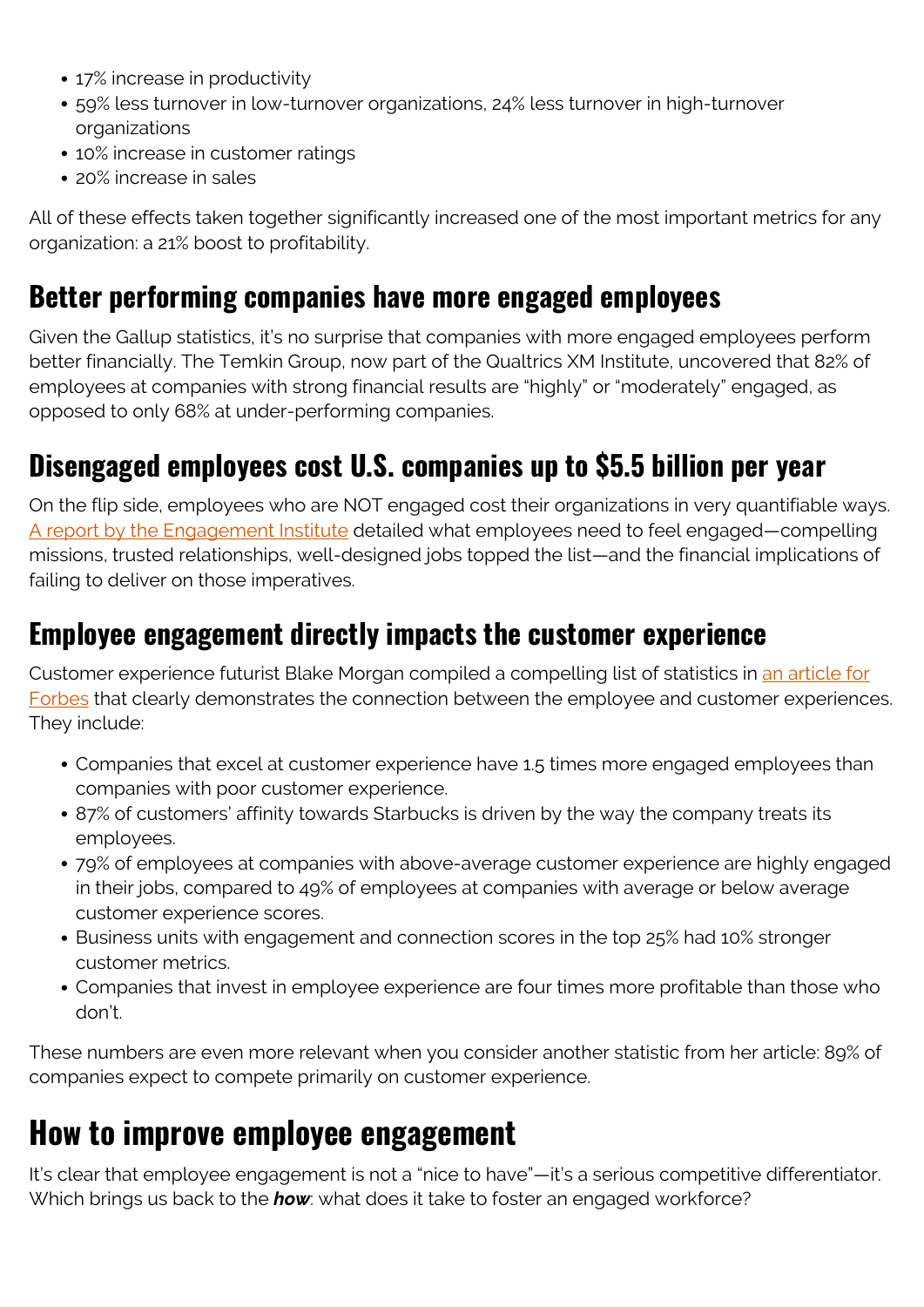- 17% increase in productivity
- 59% less turnover in low-turnover organizations, 24% less turnover in high-turnover organizations
- 10% increase in customer ratings
- 20% increase in sales

All of these effects taken together significantly increased one of the most important metrics for any organization: a 21% boost to profitability.

## Better performing companies have more engaged employees

Given the Gallup statistics, it's no surprise that companies with more engaged employees perform better financially. The Temkin Group, now part of the Qualtrics XM Institute, uncovered that 82% of employees at companies with strong financial results are "highly" or "moderately" engaged, as opposed to only 68% at under-performing companies.

## Disengaged employees cost U.S. companies up to $5.5 billion per year

On the flip side, employees who are NOT engaged cost their organizations in very quantifiable ways. [A report by the Engagement Institute](#) detailed what employees need to feel engaged—compelling missions, trusted relationships, well-designed jobs topped the list—and the financial implications of failing to deliver on those imperatives.

## Employee engagement directly impacts the customer experience

Customer experience futurist Blake Morgan compiled a compelling list of statistics in [an article for Forbes](#) that clearly demonstrates the connection between the employee and customer experiences. They include:

- Companies that excel at customer experience have 1.5 times more engaged employees than companies with poor customer experience.
- 87% of customers' affinity towards Starbucks is driven by the way the company treats its employees.
- 79% of employees at companies with above-average customer experience are highly engaged in their jobs, compared to 49% of employees at companies with average or below average customer experience scores.
- Business units with engagement and connection scores in the top 25% had 10% stronger customer metrics.
- Companies that invest in employee experience are four times more profitable than those who don't.

These numbers are even more relevant when you consider another statistic from her article: 89% of companies expect to compete primarily on customer experience.

# How to improve employee engagement

It's clear that employee engagement is not a "nice to have"—it's a serious competitive differentiator. Which brings us back to the ***how***: what does it take to foster an engaged workforce?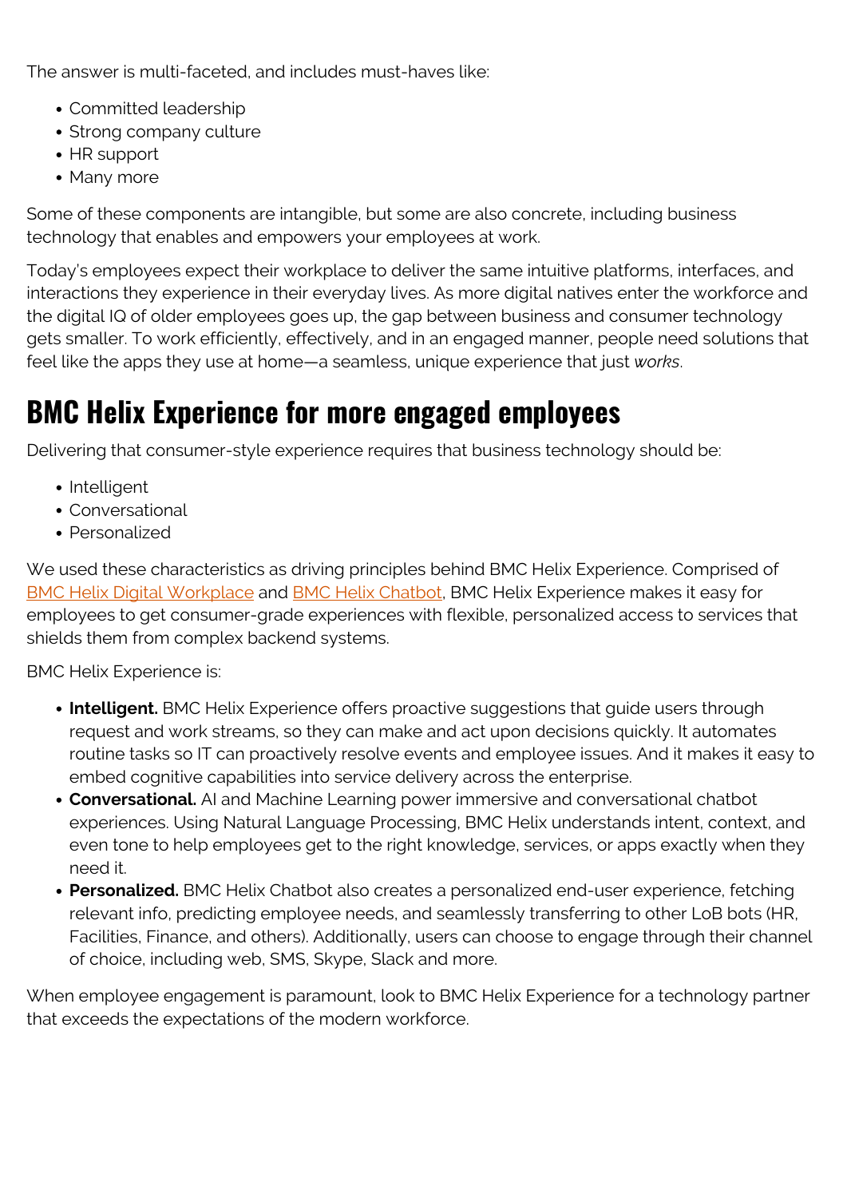The answer is multi-faceted, and includes must-haves like:

- Committed leadership
- Strong company culture
- HR support
- Many more

Some of these components are intangible, but some are also concrete, including business technology that enables and empowers your employees at work.

Today's employees expect their workplace to deliver the same intuitive platforms, interfaces, and interactions they experience in their everyday lives. As more digital natives enter the workforce and the digital IQ of older employees goes up, the gap between business and consumer technology gets smaller. To work efficiently, effectively, and in an engaged manner, people need solutions that feel like the apps they use at home—a seamless, unique experience that just *works*.

## BMC Helix Experience for more engaged employees

Delivering that consumer-style experience requires that business technology should be:

- Intelligent
- Conversational
- Personalized

We used these characteristics as driving principles behind BMC Helix Experience. Comprised of [BMC Helix Digital Workplace]() and [BMC Helix Chatbot](), BMC Helix Experience makes it easy for employees to get consumer-grade experiences with flexible, personalized access to services that shields them from complex backend systems.

BMC Helix Experience is:

- **Intelligent.** BMC Helix Experience offers proactive suggestions that guide users through request and work streams, so they can make and act upon decisions quickly. It automates routine tasks so IT can proactively resolve events and employee issues. And it makes it easy to embed cognitive capabilities into service delivery across the enterprise.
- **Conversational.** AI and Machine Learning power immersive and conversational chatbot experiences. Using Natural Language Processing, BMC Helix understands intent, context, and even tone to help employees get to the right knowledge, services, or apps exactly when they need it.
- **Personalized.** BMC Helix Chatbot also creates a personalized end-user experience, fetching relevant info, predicting employee needs, and seamlessly transferring to other LoB bots (HR, Facilities, Finance, and others). Additionally, users can choose to engage through their channel of choice, including web, SMS, Skype, Slack and more.

When employee engagement is paramount, look to BMC Helix Experience for a technology partner that exceeds the expectations of the modern workforce.